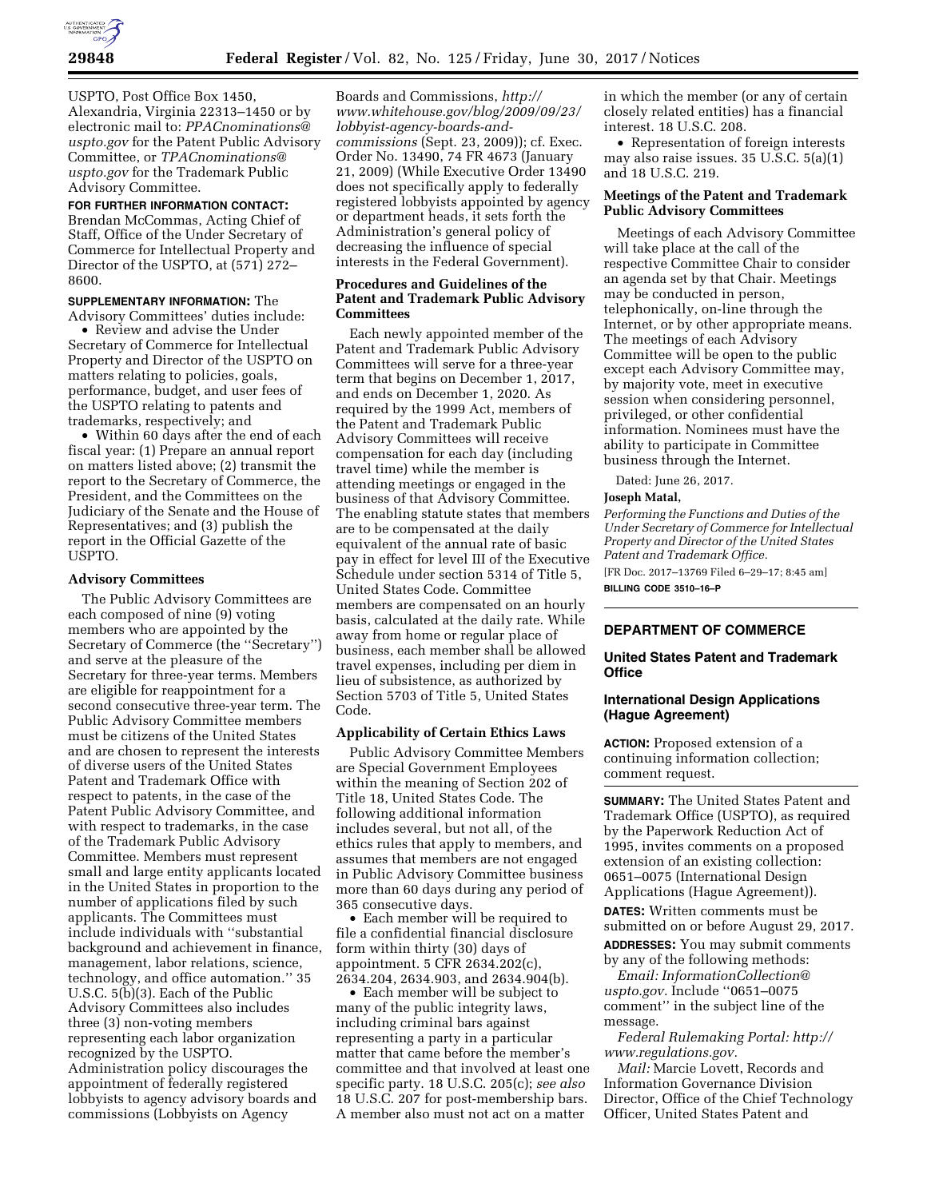USPTO, Post Office Box 1450, Alexandria, Virginia 22313–1450 or by electronic mail to: *PPACnominations@uspto.gov* for the Patent Public Advisory Committee, or *TPACnominations@uspto.gov* for the Trademark Public Advisory Committee.

**FOR FURTHER INFORMATION CONTACT:** Brendan McCommas, Acting Chief of Staff, Office of the Under Secretary of Commerce for Intellectual Property and Director of the USPTO, at (571) 272–8600.

**SUPPLEMENTARY INFORMATION:** The Advisory Committees' duties include:

- Review and advise the Under Secretary of Commerce for Intellectual Property and Director of the USPTO on matters relating to policies, goals, performance, budget, and user fees of the USPTO relating to patents and trademarks, respectively; and
- Within 60 days after the end of each fiscal year: (1) Prepare an annual report on matters listed above; (2) transmit the report to the Secretary of Commerce, the President, and the Committees on the Judiciary of the Senate and the House of Representatives; and (3) publish the report in the Official Gazette of the USPTO.

### Advisory Committees

The Public Advisory Committees are each composed of nine (9) voting members who are appointed by the Secretary of Commerce (the ''Secretary'') and serve at the pleasure of the Secretary for three-year terms. Members are eligible for reappointment for a second consecutive three-year term. The Public Advisory Committee members must be citizens of the United States and are chosen to represent the interests of diverse users of the United States Patent and Trademark Office with respect to patents, in the case of the Patent Public Advisory Committee, and with respect to trademarks, in the case of the Trademark Public Advisory Committee. Members must represent small and large entity applicants located in the United States in proportion to the number of applications filed by such applicants. The Committees must include individuals with ''substantial background and achievement in finance, management, labor relations, science, technology, and office automation.'' 35 U.S.C. 5(b)(3). Each of the Public Advisory Committees also includes three (3) non-voting members representing each labor organization recognized by the USPTO. Administration policy discourages the appointment of federally registered lobbyists to agency advisory boards and commissions (Lobbyists on Agency Boards and Commissions, *http://www.whitehouse.gov/blog/2009/09/23/lobbyist-agency-boards-and-commissions* (Sept. 23, 2009)); cf. Exec. Order No. 13490, 74 FR 4673 (January 21, 2009) (While Executive Order 13490 does not specifically apply to federally registered lobbyists appointed by agency or department heads, it sets forth the Administration's general policy of decreasing the influence of special interests in the Federal Government).

### Procedures and Guidelines of the Patent and Trademark Public Advisory Committees

Each newly appointed member of the Patent and Trademark Public Advisory Committees will serve for a three-year term that begins on December 1, 2017, and ends on December 1, 2020. As required by the 1999 Act, members of the Patent and Trademark Public Advisory Committees will receive compensation for each day (including travel time) while the member is attending meetings or engaged in the business of that Advisory Committee. The enabling statute states that members are to be compensated at the daily equivalent of the annual rate of basic pay in effect for level III of the Executive Schedule under section 5314 of Title 5, United States Code. Committee members are compensated on an hourly basis, calculated at the daily rate. While away from home or regular place of business, each member shall be allowed travel expenses, including per diem in lieu of subsistence, as authorized by Section 5703 of Title 5, United States Code.

### Applicability of Certain Ethics Laws

Public Advisory Committee Members are Special Government Employees within the meaning of Section 202 of Title 18, United States Code. The following additional information includes several, but not all, of the ethics rules that apply to members, and assumes that members are not engaged in Public Advisory Committee business more than 60 days during any period of 365 consecutive days.

- Each member will be required to file a confidential financial disclosure form within thirty (30) days of appointment. 5 CFR 2634.202(c), 2634.204, 2634.903, and 2634.904(b).
- Each member will be subject to many of the public integrity laws, including criminal bars against representing a party in a particular matter that came before the member's committee and that involved at least one specific party. 18 U.S.C. 205(c); *see also* 18 U.S.C. 207 for post-membership bars. A member also must not act on a matter in which the member (or any of certain closely related entities) has a financial interest. 18 U.S.C. 208.
- Representation of foreign interests may also raise issues. 35 U.S.C. 5(a)(1) and 18 U.S.C. 219.

### Meetings of the Patent and Trademark Public Advisory Committees

Meetings of each Advisory Committee will take place at the call of the respective Committee Chair to consider an agenda set by that Chair. Meetings may be conducted in person, telephonically, on-line through the Internet, or by other appropriate means. The meetings of each Advisory Committee will be open to the public except each Advisory Committee may, by majority vote, meet in executive session when considering personnel, privileged, or other confidential information. Nominees must have the ability to participate in Committee business through the Internet.

Dated: June 26, 2017.

**Joseph Matal,**

*Performing the Functions and Duties of the Under Secretary of Commerce for Intellectual Property and Director of the United States Patent and Trademark Office.*

[FR Doc. 2017–13769 Filed 6–29–17; 8:45 am]

**BILLING CODE 3510–16–P**

---

## DEPARTMENT OF COMMERCE

### United States Patent and Trademark Office

### International Design Applications (Hague Agreement)

**ACTION:** Proposed extension of a continuing information collection; comment request.

**SUMMARY:** The United States Patent and Trademark Office (USPTO), as required by the Paperwork Reduction Act of 1995, invites comments on a proposed extension of an existing collection: 0651–0075 (International Design Applications (Hague Agreement)).

**DATES:** Written comments must be submitted on or before August 29, 2017.

**ADDRESSES:** You may submit comments by any of the following methods:

*Email: InformationCollection@uspto.gov.* Include ''0651–0075 comment'' in the subject line of the message.

*Federal Rulemaking Portal: http://www.regulations.gov.*

*Mail:* Marcie Lovett, Records and Information Governance Division Director, Office of the Chief Technology Officer, United States Patent and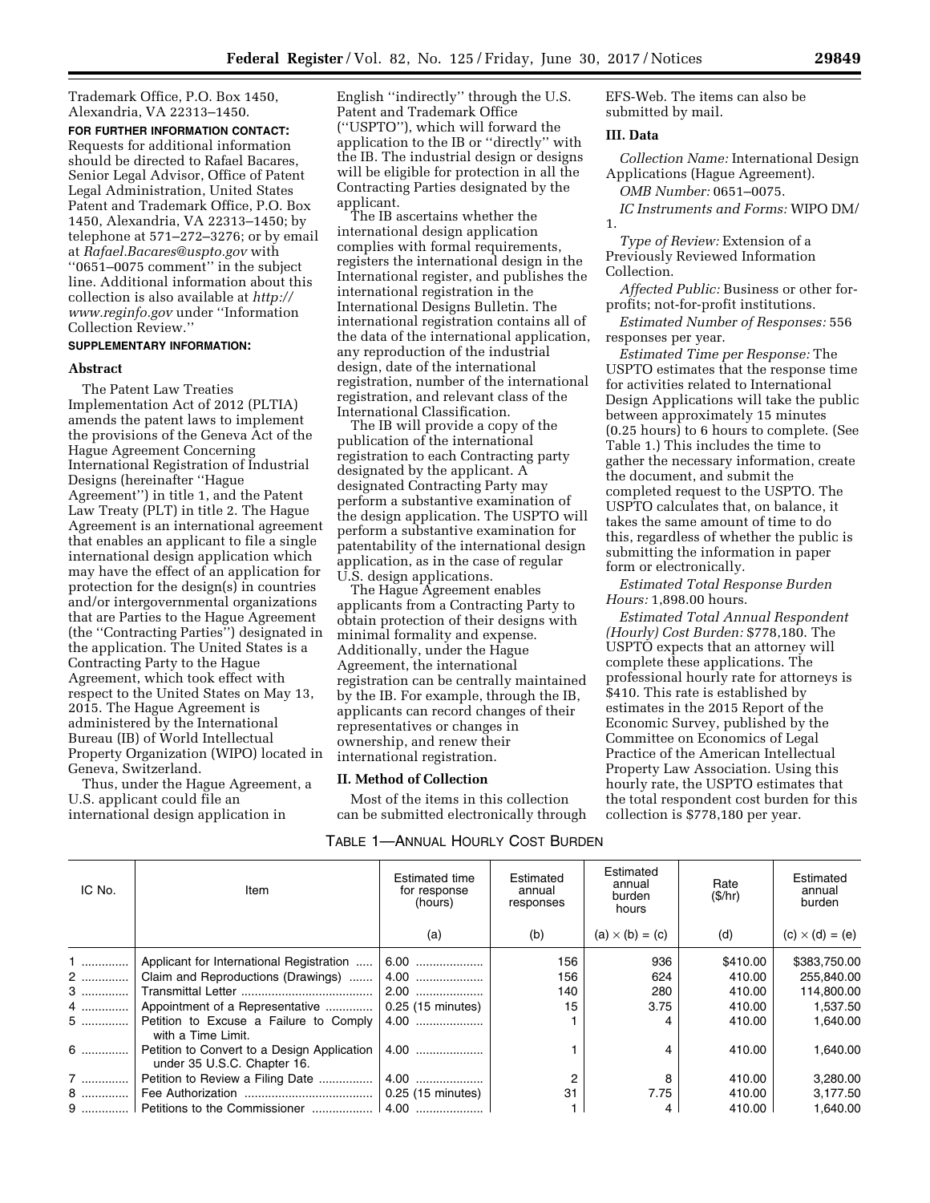Trademark Office, P.O. Box 1450, Alexandria, VA 22313–1450.

**FOR FURTHER INFORMATION CONTACT:** Requests for additional information should be directed to Rafael Bacares, Senior Legal Advisor, Office of Patent Legal Administration, United States Patent and Trademark Office, P.O. Box 1450, Alexandria, VA 22313–1450; by telephone at 571–272–3276; or by email at *Rafael.Bacares@uspto.gov* with ''0651–0075 comment'' in the subject line. Additional information about this collection is also available at *http://www.reginfo.gov* under ''Information Collection Review.''

**SUPPLEMENTARY INFORMATION:**

## Abstract

The Patent Law Treaties Implementation Act of 2012 (PLTIA) amends the patent laws to implement the provisions of the Geneva Act of the Hague Agreement Concerning International Registration of Industrial Designs (hereinafter ''Hague Agreement'') in title 1, and the Patent Law Treaty (PLT) in title 2. The Hague Agreement is an international agreement that enables an applicant to file a single international design application which may have the effect of an application for protection for the design(s) in countries and/or intergovernmental organizations that are Parties to the Hague Agreement (the ''Contracting Parties'') designated in the application. The United States is a Contracting Party to the Hague Agreement, which took effect with respect to the United States on May 13, 2015. The Hague Agreement is administered by the International Bureau (IB) of World Intellectual Property Organization (WIPO) located in Geneva, Switzerland.

Thus, under the Hague Agreement, a U.S. applicant could file an international design application in English ''indirectly'' through the U.S. Patent and Trademark Office (''USPTO''), which will forward the application to the IB or ''directly'' with the IB. The industrial design or designs will be eligible for protection in all the Contracting Parties designated by the applicant.

The IB ascertains whether the international design application complies with formal requirements, registers the international design in the International register, and publishes the international registration in the International Designs Bulletin. The international registration contains all of the data of the international application, any reproduction of the industrial design, date of the international registration, number of the international registration, and relevant class of the International Classification.

The IB will provide a copy of the publication of the international registration to each Contracting party designated by the applicant. A designated Contracting Party may perform a substantive examination of the design application. The USPTO will perform a substantive examination for patentability of the international design application, as in the case of regular U.S. design applications.

The Hague Agreement enables applicants from a Contracting Party to obtain protection of their designs with minimal formality and expense. Additionally, under the Hague Agreement, the international registration can be centrally maintained by the IB. For example, through the IB, applicants can record changes of their representatives or changes in ownership, and renew their international registration.

## II. Method of Collection

Most of the items in this collection can be submitted electronically through EFS-Web. The items can also be submitted by mail.

## III. Data

*Collection Name:* International Design Applications (Hague Agreement).

*OMB Number:* 0651–0075.

*IC Instruments and Forms:* WIPO DM/1.

*Type of Review:* Extension of a Previously Reviewed Information Collection.

*Affected Public:* Business or other for-profits; not-for-profit institutions.

*Estimated Number of Responses:* 556 responses per year.

*Estimated Time per Response:* The USPTO estimates that the response time for activities related to International Design Applications will take the public between approximately 15 minutes (0.25 hours) to 6 hours to complete. (See Table 1.) This includes the time to gather the necessary information, create the document, and submit the completed request to the USPTO. The USPTO calculates that, on balance, it takes the same amount of time to do this, regardless of whether the public is submitting the information in paper form or electronically.

*Estimated Total Response Burden Hours:* 1,898.00 hours.

*Estimated Total Annual Respondent (Hourly) Cost Burden:* $778,180. The USPTO expects that an attorney will complete these applications. The professional hourly rate for attorneys is $410. This rate is established by estimates in the 2015 Report of the Economic Survey, published by the Committee on Economics of Legal Practice of the American Intellectual Property Law Association. Using this hourly rate, the USPTO estimates that the total respondent cost burden for this collection is $778,180 per year.

TABLE 1—ANNUAL HOURLY COST BURDEN

| IC No. | Item | Estimated time for response (hours) | Estimated annual responses | Estimated annual burden hours | Rate ($/hr) | Estimated annual burden |
|---|---|---|---|---|---|---|
| | | (a) | (b) | (a) × (b) = (c) | (d) | (c) × (d) = (e) |
| 1 | Applicant for International Registration | 6.00 | 156 | 936 | $410.00 | $383,750.00 |
| 2 | Claim and Reproductions (Drawings) | 4.00 | 156 | 624 | 410.00 | 255,840.00 |
| 3 | Transmittal Letter | 2.00 | 140 | 280 | 410.00 | 114,800.00 |
| 4 | Appointment of a Representative | 0.25 (15 minutes) | 15 | 3.75 | 410.00 | 1,537.50 |
| 5 | Petition to Excuse a Failure to Comply with a Time Limit. | 4.00 | 1 | 4 | 410.00 | 1,640.00 |
| 6 | Petition to Convert to a Design Application under 35 U.S.C. Chapter 16. | 4.00 | 1 | 4 | 410.00 | 1,640.00 |
| 7 | Petition to Review a Filing Date | 4.00 | 2 | 8 | 410.00 | 3,280.00 |
| 8 | Fee Authorization | 0.25 (15 minutes) | 31 | 7.75 | 410.00 | 3,177.50 |
| 9 | Petitions to the Commissioner | 4.00 | 1 | 4 | 410.00 | 1,640.00 |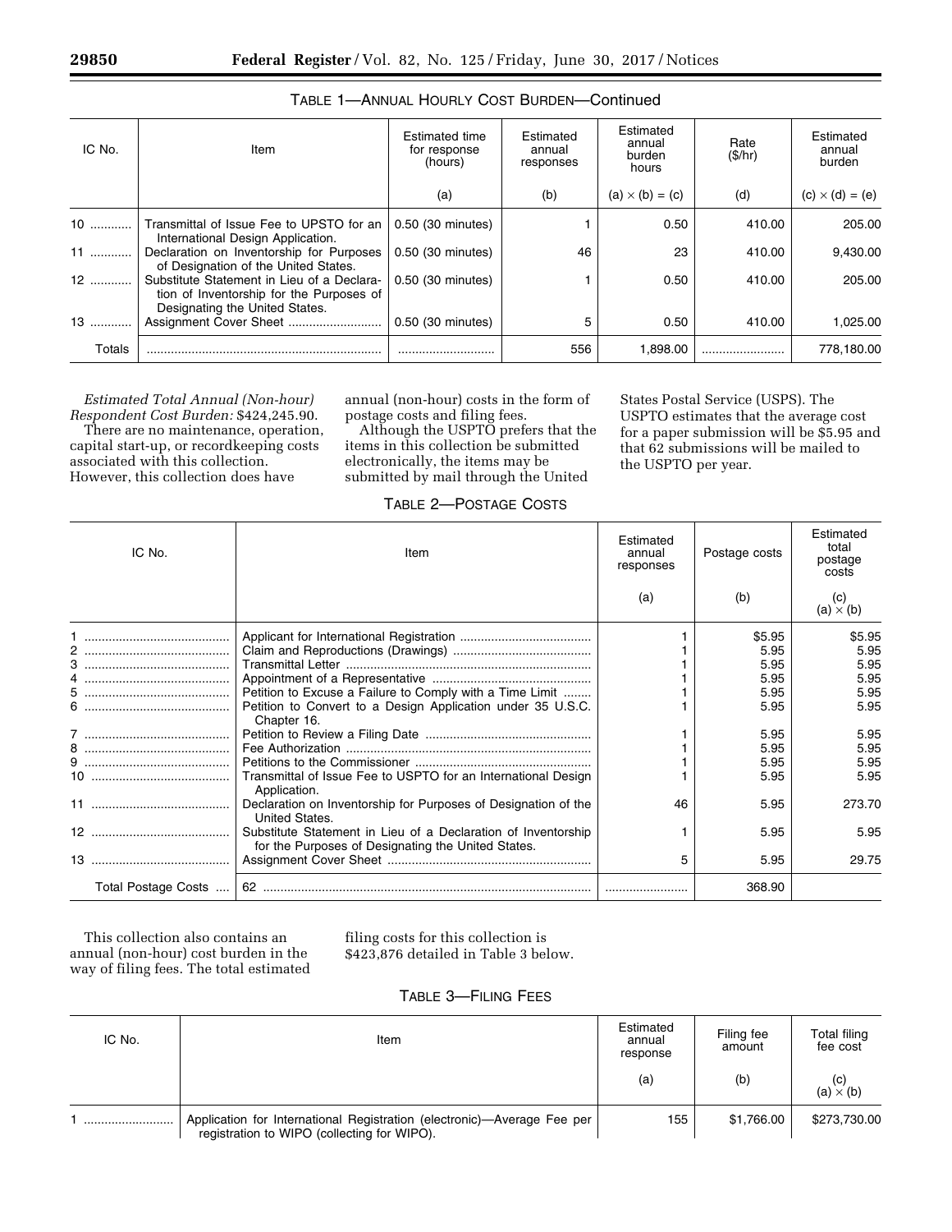TABLE 1—ANNUAL HOURLY COST BURDEN—Continued

| IC No. | Item | Estimated time for response (hours) | Estimated annual responses | Estimated annual burden hours | Rate ($/hr) | Estimated annual burden |
|---|---|---|---|---|---|---|
| | | (a) | (b) | (a) × (b) = (c) | (d) | (c) × (d) = (e) |
| 10 | Transmittal of Issue Fee to UPSTO for an International Design Application. | 0.50 (30 minutes) | 1 | 0.50 | 410.00 | 205.00 |
| 11 | Declaration on Inventorship for Purposes of Designation of the United States. | 0.50 (30 minutes) | 46 | 23 | 410.00 | 9,430.00 |
| 12 | Substitute Statement in Lieu of a Declaration of Inventorship for the Purposes of Designating the United States. | 0.50 (30 minutes) | 1 | 0.50 | 410.00 | 205.00 |
| 13 | Assignment Cover Sheet | 0.50 (30 minutes) | 5 | 0.50 | 410.00 | 1,025.00 |
| Totals | | | 556 | 1,898.00 | | 778,180.00 |

*Estimated Total Annual (Non-hour) Respondent Cost Burden:* $424,245.90.

There are no maintenance, operation, capital start-up, or recordkeeping costs associated with this collection. However, this collection does have annual (non-hour) costs in the form of postage costs and filing fees.

Although the USPTO prefers that the items in this collection be submitted electronically, the items may be submitted by mail through the United States Postal Service (USPS). The USPTO estimates that the average cost for a paper submission will be $5.95 and that 62 submissions will be mailed to the USPTO per year.

TABLE 2—POSTAGE COSTS

| IC No. | Item | Estimated annual responses | Postage costs | Estimated total postage costs |
|---|---|---|---|---|
| | | (a) | (b) | (c) (a) × (b) |
| 1 | Applicant for International Registration | 1 | $5.95 | $5.95 |
| 2 | Claim and Reproductions (Drawings) | 1 | 5.95 | 5.95 |
| 3 | Transmittal Letter | 1 | 5.95 | 5.95 |
| 4 | Appointment of a Representative | 1 | 5.95 | 5.95 |
| 5 | Petition to Excuse a Failure to Comply with a Time Limit | 1 | 5.95 | 5.95 |
| 6 | Petition to Convert to a Design Application under 35 U.S.C. Chapter 16. | 1 | 5.95 | 5.95 |
| 7 | Petition to Review a Filing Date | 1 | 5.95 | 5.95 |
| 8 | Fee Authorization | 1 | 5.95 | 5.95 |
| 9 | Petitions to the Commissioner | 1 | 5.95 | 5.95 |
| 10 | Transmittal of Issue Fee to USPTO for an International Design Application. | 1 | 5.95 | 5.95 |
| 11 | Declaration on Inventorship for Purposes of Designation of the United States. | 46 | 5.95 | 273.70 |
| 12 | Substitute Statement in Lieu of a Declaration of Inventorship for the Purposes of Designating the United States. | 1 | 5.95 | 5.95 |
| 13 | Assignment Cover Sheet | 5 | 5.95 | 29.75 |
| Total Postage Costs | 62 | | 368.90 | |

This collection also contains an annual (non-hour) cost burden in the way of filing fees. The total estimated filing costs for this collection is $423,876 detailed in Table 3 below.

TABLE 3—FILING FEES

| IC No. | Item | Estimated annual response | Filing fee amount | Total filing fee cost |
|---|---|---|---|---|
| | | (a) | (b) | (c) (a) × (b) |
| 1 | Application for International Registration (electronic)—Average Fee per registration to WIPO (collecting for WIPO). | 155 | $1,766.00 | $273,730.00 |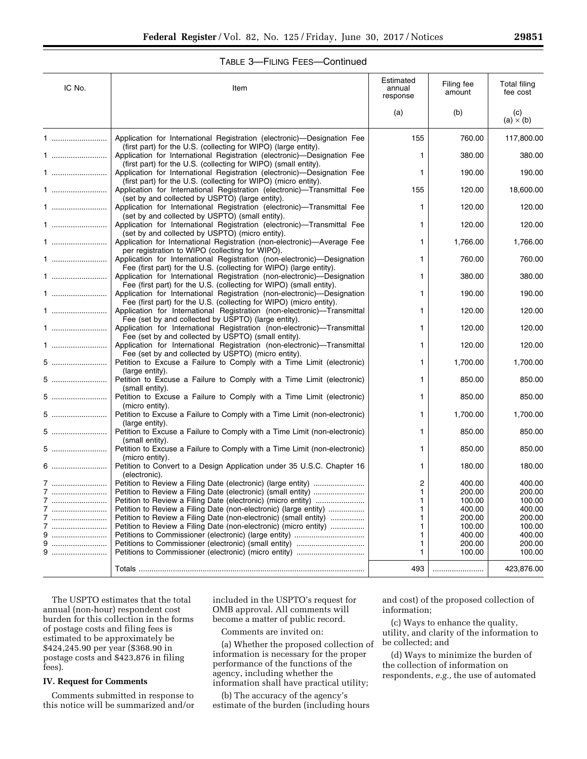TABLE 3—FILING FEES—Continued

| IC No. | Item | Estimated annual response | Filing fee amount | Total filing fee cost |
|---|---|---|---|---|
| | | (a) | (b) | (c) (a) × (b) |
| 1 | Application for International Registration (electronic)—Designation Fee (first part) for the U.S. (collecting for WIPO) (large entity). | 155 | 760.00 | 117,800.00 |
| 1 | Application for International Registration (electronic)—Designation Fee (first part) for the U.S. (collecting for WIPO) (small entity). | 1 | 380.00 | 380.00 |
| 1 | Application for International Registration (electronic)—Designation Fee (first part) for the U.S. (collecting for WIPO) (micro entity). | 1 | 190.00 | 190.00 |
| 1 | Application for International Registration (electronic)—Transmittal Fee (set by and collected by USPTO) (large entity). | 155 | 120.00 | 18,600.00 |
| 1 | Application for International Registration (electronic)—Transmittal Fee (set by and collected by USPTO) (small entity). | 1 | 120.00 | 120.00 |
| 1 | Application for International Registration (electronic)—Transmittal Fee (set by and collected by USPTO) (micro entity). | 1 | 120.00 | 120.00 |
| 1 | Application for International Registration (non-electronic)—Average Fee per registration to WIPO (collecting for WIPO). | 1 | 1,766.00 | 1,766.00 |
| 1 | Application for International Registration (non-electronic)—Designation Fee (first part) for the U.S. (collecting for WIPO) (large entity). | 1 | 760.00 | 760.00 |
| 1 | Application for International Registration (non-electronic)—Designation Fee (first part) for the U.S. (collecting for WIPO) (small entity). | 1 | 380.00 | 380.00 |
| 1 | Application for International Registration (non-electronic)—Designation Fee (first part) for the U.S. (collecting for WIPO) (micro entity). | 1 | 190.00 | 190.00 |
| 1 | Application for International Registration (non-electronic)—Transmittal Fee (set by and collected by USPTO) (large entity). | 1 | 120.00 | 120.00 |
| 1 | Application for International Registration (non-electronic)—Transmittal Fee (set by and collected by USPTO) (small entity). | 1 | 120.00 | 120.00 |
| 1 | Application for International Registration (non-electronic)—Transmittal Fee (set by and collected by USPTO) (micro entity). | 1 | 120.00 | 120.00 |
| 5 | Petition to Excuse a Failure to Comply with a Time Limit (electronic) (large entity). | 1 | 1,700.00 | 1,700.00 |
| 5 | Petition to Excuse a Failure to Comply with a Time Limit (electronic) (small entity). | 1 | 850.00 | 850.00 |
| 5 | Petition to Excuse a Failure to Comply with a Time Limit (electronic) (micro entity). | 1 | 850.00 | 850.00 |
| 5 | Petition to Excuse a Failure to Comply with a Time Limit (non-electronic) (large entity). | 1 | 1,700.00 | 1,700.00 |
| 5 | Petition to Excuse a Failure to Comply with a Time Limit (non-electronic) (small entity). | 1 | 850.00 | 850.00 |
| 5 | Petition to Excuse a Failure to Comply with a Time Limit (non-electronic) (micro entity). | 1 | 850.00 | 850.00 |
| 6 | Petition to Convert to a Design Application under 35 U.S.C. Chapter 16 (electronic). | 1 | 180.00 | 180.00 |
| 7 | Petition to Review a Filing Date (electronic) (large entity) | 2 | 400.00 | 400.00 |
| 7 | Petition to Review a Filing Date (electronic) (small entity) | 1 | 200.00 | 200.00 |
| 7 | Petition to Review a Filing Date (electronic) (micro entity) | 1 | 100.00 | 100.00 |
| 7 | Petition to Review a Filing Date (non-electronic) (large entity) | 1 | 400.00 | 400.00 |
| 7 | Petition to Review a Filing Date (non-electronic) (small entity) | 1 | 200.00 | 200.00 |
| 7 | Petition to Review a Filing Date (non-electronic) (micro entity) | 1 | 100.00 | 100.00 |
| 9 | Petitions to Commissioner (electronic) (large entity) | 1 | 400.00 | 400.00 |
| 9 | Petitions to Commissioner (electronic) (small entity) | 1 | 200.00 | 200.00 |
| 9 | Petitions to Commissioner (electronic) (micro entity) | 1 | 100.00 | 100.00 |
| | Totals | 493 | | 423,876.00 |

The USPTO estimates that the total annual (non-hour) respondent cost burden for this collection in the forms of postage costs and filing fees is estimated to be approximately be $424,245.90 per year ($368.90 in postage costs and $423,876 in filing fees).

**IV. Request for Comments**

Comments submitted in response to this notice will be summarized and/or included in the USPTO's request for OMB approval. All comments will become a matter of public record.

Comments are invited on:

(a) Whether the proposed collection of information is necessary for the proper performance of the functions of the agency, including whether the information shall have practical utility;

(b) The accuracy of the agency's estimate of the burden (including hours and cost) of the proposed collection of information;

(c) Ways to enhance the quality, utility, and clarity of the information to be collected; and

(d) Ways to minimize the burden of the collection of information on respondents, *e.g.,* the use of automated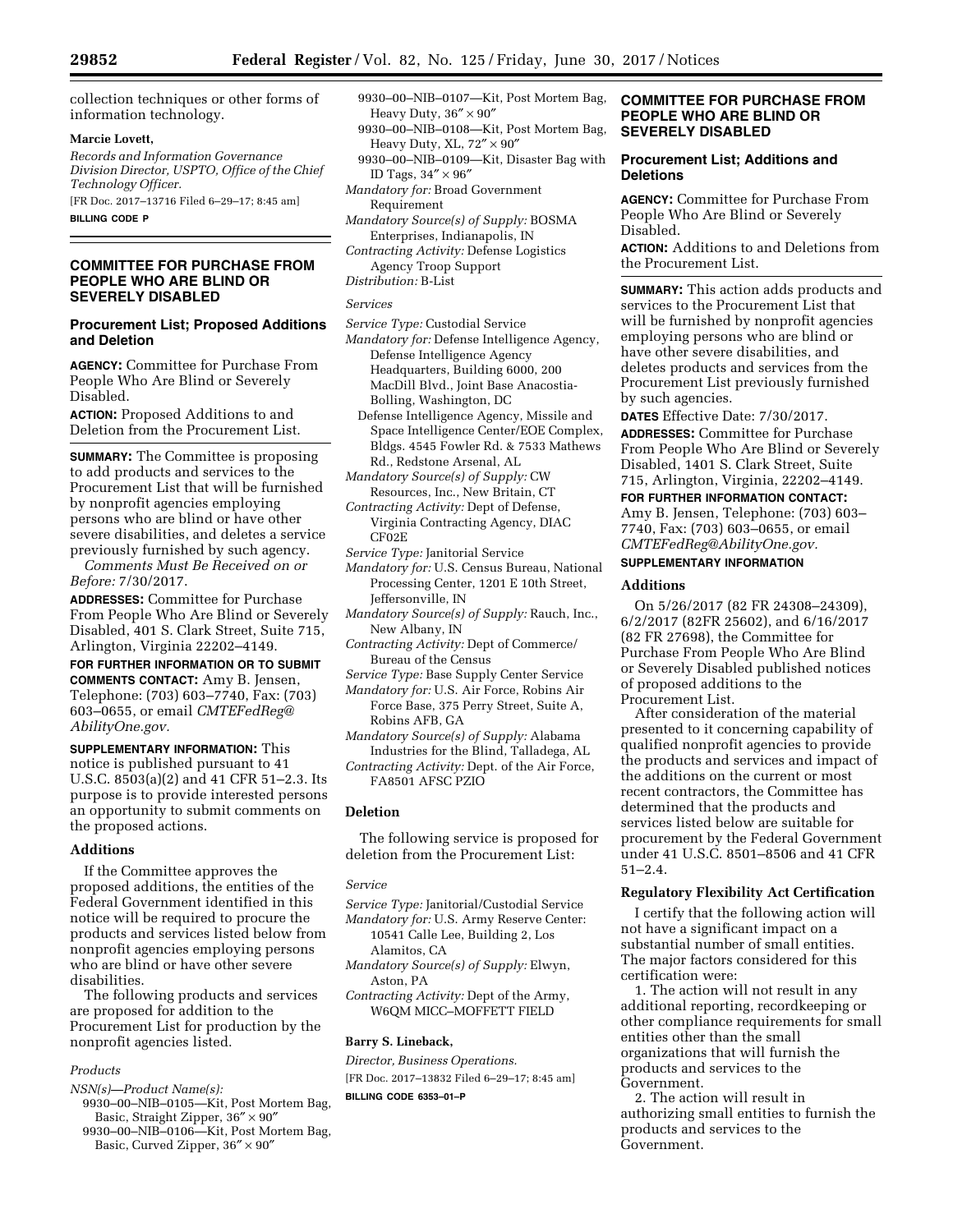collection techniques or other forms of information technology.

**Marcie Lovett,**

*Records and Information Governance Division Director, USPTO, Office of the Chief Technology Officer.*

[FR Doc. 2017–13716 Filed 6–29–17; 8:45 am]

**BILLING CODE P**

## COMMITTEE FOR PURCHASE FROM PEOPLE WHO ARE BLIND OR SEVERELY DISABLED

### Procurement List; Proposed Additions and Deletion

**AGENCY:** Committee for Purchase From People Who Are Blind or Severely Disabled.

**ACTION:** Proposed Additions to and Deletion from the Procurement List.

**SUMMARY:** The Committee is proposing to add products and services to the Procurement List that will be furnished by nonprofit agencies employing persons who are blind or have other severe disabilities, and deletes a service previously furnished by such agency.

*Comments Must Be Received on or Before:* 7/30/2017.

**ADDRESSES:** Committee for Purchase From People Who Are Blind or Severely Disabled, 401 S. Clark Street, Suite 715, Arlington, Virginia 22202–4149.

**FOR FURTHER INFORMATION OR TO SUBMIT COMMENTS CONTACT:** Amy B. Jensen, Telephone: (703) 603–7740, Fax: (703) 603–0655, or email *CMTEFedReg@AbilityOne.gov.*

**SUPPLEMENTARY INFORMATION:** This notice is published pursuant to 41 U.S.C. 8503(a)(2) and 41 CFR 51–2.3. Its purpose is to provide interested persons an opportunity to submit comments on the proposed actions.

### Additions

If the Committee approves the proposed additions, the entities of the Federal Government identified in this notice will be required to procure the products and services listed below from nonprofit agencies employing persons who are blind or have other severe disabilities.

The following products and services are proposed for addition to the Procurement List for production by the nonprofit agencies listed.

*Products*

*NSN(s)—Product Name(s):*
- 9930–00–NIB–0105—Kit, Post Mortem Bag, Basic, Straight Zipper, 36″ × 90″
- 9930–00–NIB–0106—Kit, Post Mortem Bag, Basic, Curved Zipper, 36″ × 90″
- 9930–00–NIB–0107—Kit, Post Mortem Bag, Heavy Duty, 36″ × 90″
- 9930–00–NIB–0108—Kit, Post Mortem Bag, Heavy Duty, XL, 72″ × 90″
- 9930–00–NIB–0109—Kit, Disaster Bag with ID Tags, 34″ × 96″

*Mandatory for:* Broad Government Requirement

*Mandatory Source(s) of Supply:* BOSMA Enterprises, Indianapolis, IN

*Contracting Activity:* Defense Logistics Agency Troop Support

*Distribution:* B-List

*Services*

*Service Type:* Custodial Service

*Mandatory for:* Defense Intelligence Agency, Defense Intelligence Agency Headquarters, Building 6000, 200 MacDill Blvd., Joint Base Anacostia-Bolling, Washington, DC

Defense Intelligence Agency, Missile and Space Intelligence Center/EOE Complex, Bldgs. 4545 Fowler Rd. & 7533 Mathews Rd., Redstone Arsenal, AL

*Mandatory Source(s) of Supply:* CW Resources, Inc., New Britain, CT

*Contracting Activity:* Dept of Defense, Virginia Contracting Agency, DIAC CF02E

*Service Type:* Janitorial Service

*Mandatory for:* U.S. Census Bureau, National Processing Center, 1201 E 10th Street, Jeffersonville, IN

*Mandatory Source(s) of Supply:* Rauch, Inc., New Albany, IN

*Contracting Activity:* Dept of Commerce/Bureau of the Census

*Service Type:* Base Supply Center Service

*Mandatory for:* U.S. Air Force, Robins Air Force Base, 375 Perry Street, Suite A, Robins AFB, GA

*Mandatory Source(s) of Supply:* Alabama Industries for the Blind, Talladega, AL

*Contracting Activity:* Dept. of the Air Force, FA8501 AFSC PZIO

### Deletion

The following service is proposed for deletion from the Procurement List:

*Service*

*Service Type:* Janitorial/Custodial Service

*Mandatory for:* U.S. Army Reserve Center: 10541 Calle Lee, Building 2, Los Alamitos, CA

*Mandatory Source(s) of Supply:* Elwyn, Aston, PA

*Contracting Activity:* Dept of the Army, W6QM MICC–MOFFETT FIELD

**Barry S. Lineback,**

*Director, Business Operations.*

[FR Doc. 2017–13832 Filed 6–29–17; 8:45 am]

**BILLING CODE 6353–01–P**

## COMMITTEE FOR PURCHASE FROM PEOPLE WHO ARE BLIND OR SEVERELY DISABLED

### Procurement List; Additions and Deletions

**AGENCY:** Committee for Purchase From People Who Are Blind or Severely Disabled.

**ACTION:** Additions to and Deletions from the Procurement List.

**SUMMARY:** This action adds products and services to the Procurement List that will be furnished by nonprofit agencies employing persons who are blind or have other severe disabilities, and deletes products and services from the Procurement List previously furnished by such agencies.

**DATES** Effective Date: 7/30/2017.

**ADDRESSES:** Committee for Purchase From People Who Are Blind or Severely Disabled, 1401 S. Clark Street, Suite 715, Arlington, Virginia, 22202–4149.

**FOR FURTHER INFORMATION CONTACT:** Amy B. Jensen, Telephone: (703) 603–7740, Fax: (703) 603–0655, or email *CMTEFedReg@AbilityOne.gov.*

**SUPPLEMENTARY INFORMATION**

### Additions

On 5/26/2017 (82 FR 24308–24309), 6/2/2017 (82FR 25602), and 6/16/2017 (82 FR 27698), the Committee for Purchase From People Who Are Blind or Severely Disabled published notices of proposed additions to the Procurement List.

After consideration of the material presented to it concerning capability of qualified nonprofit agencies to provide the products and services and impact of the additions on the current or most recent contractors, the Committee has determined that the products and services listed below are suitable for procurement by the Federal Government under 41 U.S.C. 8501–8506 and 41 CFR 51–2.4.

### Regulatory Flexibility Act Certification

I certify that the following action will not have a significant impact on a substantial number of small entities. The major factors considered for this certification were:

1. The action will not result in any additional reporting, recordkeeping or other compliance requirements for small entities other than the small organizations that will furnish the products and services to the Government.

2. The action will result in authorizing small entities to furnish the products and services to the Government.